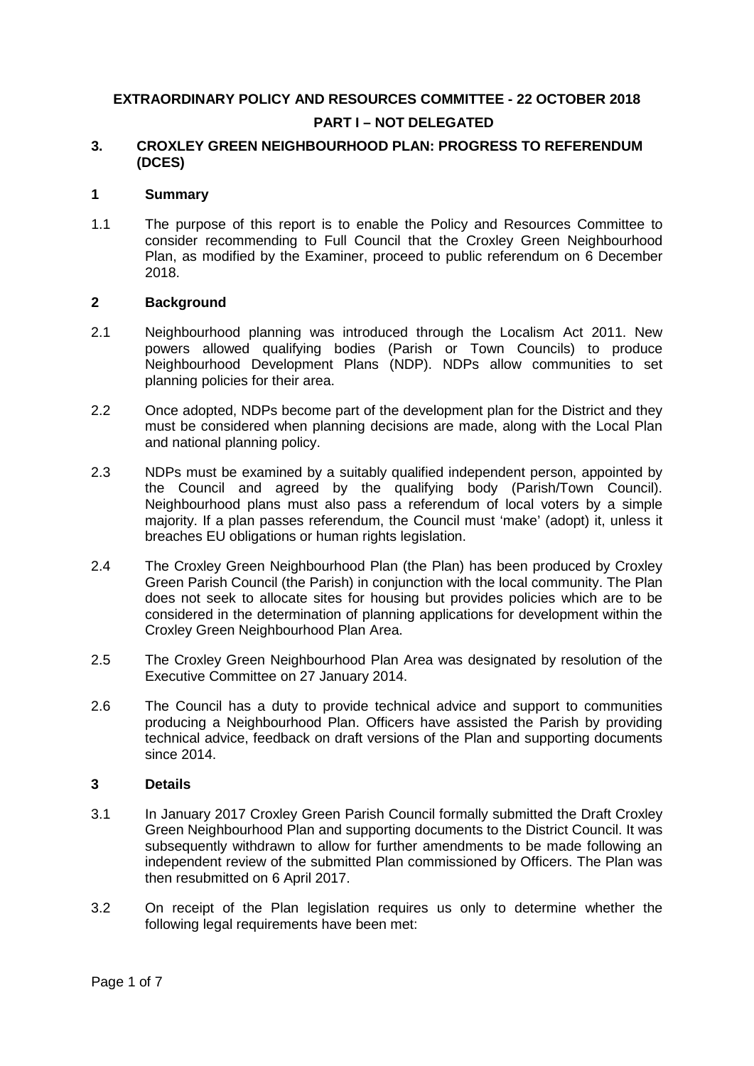**EXTRAORDINARY POLICY AND RESOURCES COMMITTEE - 22 OCTOBER 2018**

**PART I – NOT DELEGATED**

## 3. CROXLEY GREEN NEIGHBOURHOOD PLAN: PROGRESS TO REFERENDUM (DCES)

### 1 Summary

1.1 The purpose of this report is to enable the Policy and Resources Committee to consider recommending to Full Council that the Croxley Green Neighbourhood Plan, as modified by the Examiner, proceed to public referendum on 6 December 2018.

### 2 Background

2.1 Neighbourhood planning was introduced through the Localism Act 2011. New powers allowed qualifying bodies (Parish or Town Councils) to produce Neighbourhood Development Plans (NDP). NDPs allow communities to set planning policies for their area.

2.2 Once adopted, NDPs become part of the development plan for the District and they must be considered when planning decisions are made, along with the Local Plan and national planning policy.

2.3 NDPs must be examined by a suitably qualified independent person, appointed by the Council and agreed by the qualifying body (Parish/Town Council). Neighbourhood plans must also pass a referendum of local voters by a simple majority. If a plan passes referendum, the Council must 'make' (adopt) it, unless it breaches EU obligations or human rights legislation.

2.4 The Croxley Green Neighbourhood Plan (the Plan) has been produced by Croxley Green Parish Council (the Parish) in conjunction with the local community. The Plan does not seek to allocate sites for housing but provides policies which are to be considered in the determination of planning applications for development within the Croxley Green Neighbourhood Plan Area.

2.5 The Croxley Green Neighbourhood Plan Area was designated by resolution of the Executive Committee on 27 January 2014.

2.6 The Council has a duty to provide technical advice and support to communities producing a Neighbourhood Plan. Officers have assisted the Parish by providing technical advice, feedback on draft versions of the Plan and supporting documents since 2014.

### 3 Details

3.1 In January 2017 Croxley Green Parish Council formally submitted the Draft Croxley Green Neighbourhood Plan and supporting documents to the District Council. It was subsequently withdrawn to allow for further amendments to be made following an independent review of the submitted Plan commissioned by Officers. The Plan was then resubmitted on 6 April 2017.

3.2 On receipt of the Plan legislation requires us only to determine whether the following legal requirements have been met: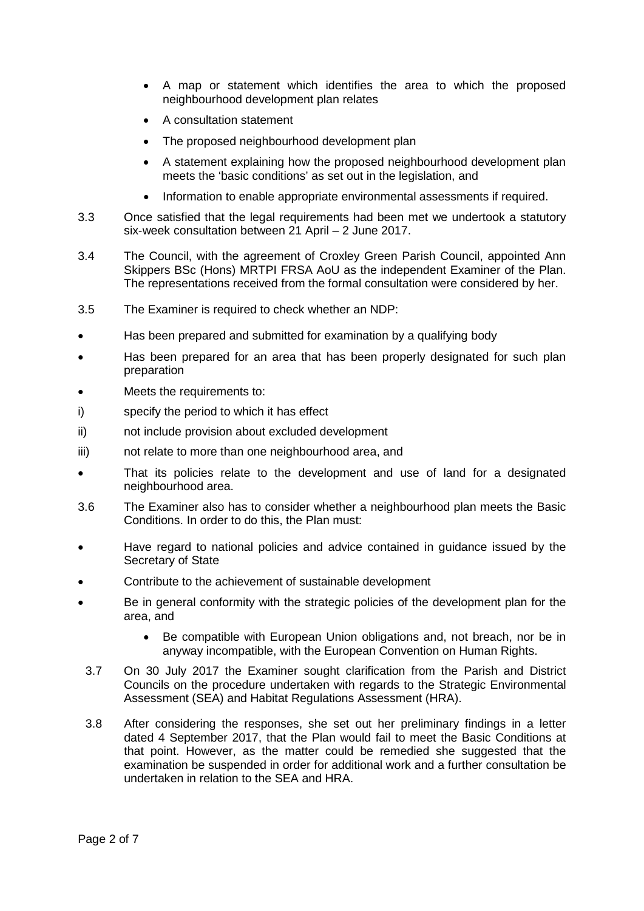- A map or statement which identifies the area to which the proposed neighbourhood development plan relates
- A consultation statement
- The proposed neighbourhood development plan
- A statement explaining how the proposed neighbourhood development plan meets the 'basic conditions' as set out in the legislation, and
- Information to enable appropriate environmental assessments if required.

3.3 Once satisfied that the legal requirements had been met we undertook a statutory six-week consultation between 21 April – 2 June 2017.

3.4 The Council, with the agreement of Croxley Green Parish Council, appointed Ann Skippers BSc (Hons) MRTPI FRSA AoU as the independent Examiner of the Plan. The representations received from the formal consultation were considered by her.

3.5 The Examiner is required to check whether an NDP:

- Has been prepared and submitted for examination by a qualifying body
- Has been prepared for an area that has been properly designated for such plan preparation
- Meets the requirements to:

i) specify the period to which it has effect

ii) not include provision about excluded development

iii) not relate to more than one neighbourhood area, and

- That its policies relate to the development and use of land for a designated neighbourhood area.

3.6 The Examiner also has to consider whether a neighbourhood plan meets the Basic Conditions. In order to do this, the Plan must:

- Have regard to national policies and advice contained in guidance issued by the Secretary of State
- Contribute to the achievement of sustainable development
- Be in general conformity with the strategic policies of the development plan for the area, and
  - Be compatible with European Union obligations and, not breach, nor be in anyway incompatible, with the European Convention on Human Rights.

3.7 On 30 July 2017 the Examiner sought clarification from the Parish and District Councils on the procedure undertaken with regards to the Strategic Environmental Assessment (SEA) and Habitat Regulations Assessment (HRA).

3.8 After considering the responses, she set out her preliminary findings in a letter dated 4 September 2017, that the Plan would fail to meet the Basic Conditions at that point. However, as the matter could be remedied she suggested that the examination be suspended in order for additional work and a further consultation be undertaken in relation to the SEA and HRA.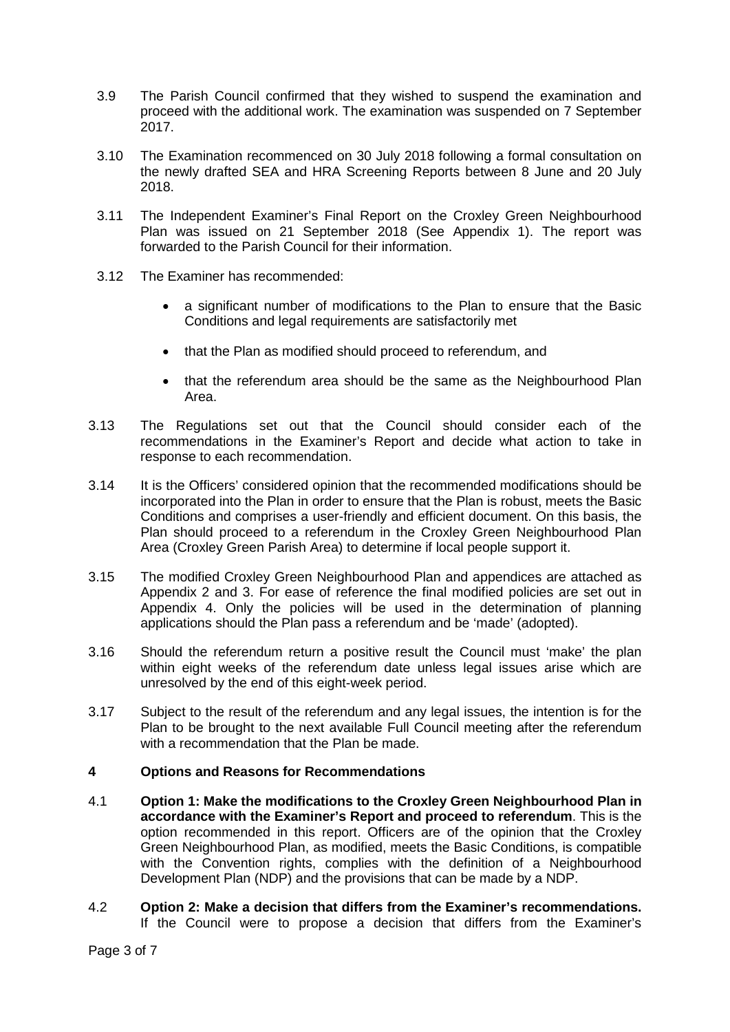3.9 The Parish Council confirmed that they wished to suspend the examination and proceed with the additional work. The examination was suspended on 7 September 2017.

3.10 The Examination recommenced on 30 July 2018 following a formal consultation on the newly drafted SEA and HRA Screening Reports between 8 June and 20 July 2018.

3.11 The Independent Examiner's Final Report on the Croxley Green Neighbourhood Plan was issued on 21 September 2018 (See Appendix 1). The report was forwarded to the Parish Council for their information.

3.12 The Examiner has recommended:

- a significant number of modifications to the Plan to ensure that the Basic Conditions and legal requirements are satisfactorily met
- that the Plan as modified should proceed to referendum, and
- that the referendum area should be the same as the Neighbourhood Plan Area.

3.13 The Regulations set out that the Council should consider each of the recommendations in the Examiner's Report and decide what action to take in response to each recommendation.

3.14 It is the Officers' considered opinion that the recommended modifications should be incorporated into the Plan in order to ensure that the Plan is robust, meets the Basic Conditions and comprises a user-friendly and efficient document. On this basis, the Plan should proceed to a referendum in the Croxley Green Neighbourhood Plan Area (Croxley Green Parish Area) to determine if local people support it.

3.15 The modified Croxley Green Neighbourhood Plan and appendices are attached as Appendix 2 and 3. For ease of reference the final modified policies are set out in Appendix 4. Only the policies will be used in the determination of planning applications should the Plan pass a referendum and be 'made' (adopted).

3.16 Should the referendum return a positive result the Council must 'make' the plan within eight weeks of the referendum date unless legal issues arise which are unresolved by the end of this eight-week period.

3.17 Subject to the result of the referendum and any legal issues, the intention is for the Plan to be brought to the next available Full Council meeting after the referendum with a recommendation that the Plan be made.

## 4 Options and Reasons for Recommendations

4.1 **Option 1: Make the modifications to the Croxley Green Neighbourhood Plan in accordance with the Examiner's Report and proceed to referendum**. This is the option recommended in this report. Officers are of the opinion that the Croxley Green Neighbourhood Plan, as modified, meets the Basic Conditions, is compatible with the Convention rights, complies with the definition of a Neighbourhood Development Plan (NDP) and the provisions that can be made by a NDP.

4.2 **Option 2: Make a decision that differs from the Examiner's recommendations.** If the Council were to propose a decision that differs from the Examiner's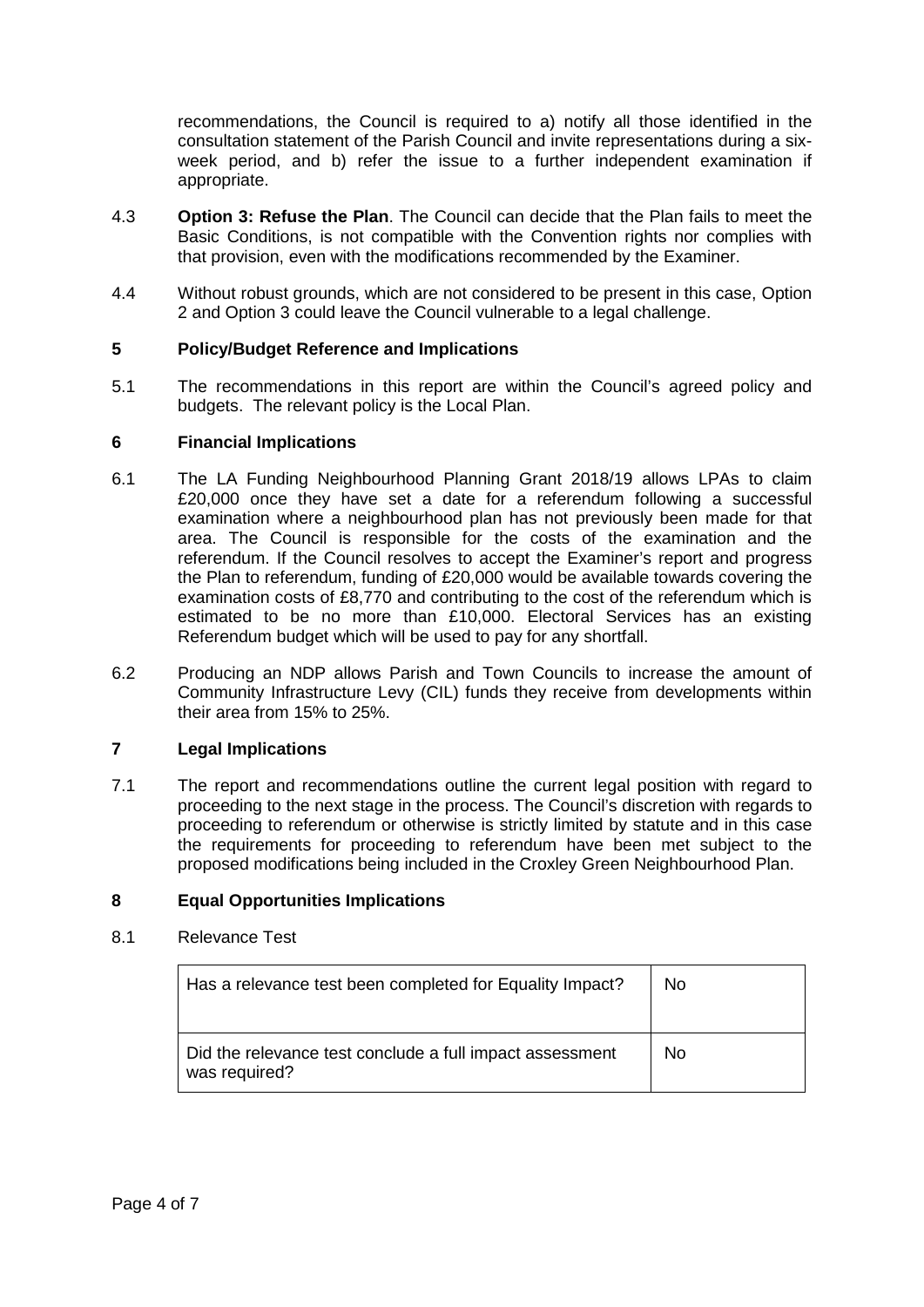recommendations, the Council is required to a) notify all those identified in the consultation statement of the Parish Council and invite representations during a six-week period, and b) refer the issue to a further independent examination if appropriate.

4.3 **Option 3: Refuse the Plan**. The Council can decide that the Plan fails to meet the Basic Conditions, is not compatible with the Convention rights nor complies with that provision, even with the modifications recommended by the Examiner.

4.4 Without robust grounds, which are not considered to be present in this case, Option 2 and Option 3 could leave the Council vulnerable to a legal challenge.

## 5 Policy/Budget Reference and Implications

5.1 The recommendations in this report are within the Council's agreed policy and budgets. The relevant policy is the Local Plan.

## 6 Financial Implications

6.1 The LA Funding Neighbourhood Planning Grant 2018/19 allows LPAs to claim £20,000 once they have set a date for a referendum following a successful examination where a neighbourhood plan has not previously been made for that area. The Council is responsible for the costs of the examination and the referendum. If the Council resolves to accept the Examiner's report and progress the Plan to referendum, funding of £20,000 would be available towards covering the examination costs of £8,770 and contributing to the cost of the referendum which is estimated to be no more than £10,000. Electoral Services has an existing Referendum budget which will be used to pay for any shortfall.

6.2 Producing an NDP allows Parish and Town Councils to increase the amount of Community Infrastructure Levy (CIL) funds they receive from developments within their area from 15% to 25%.

## 7 Legal Implications

7.1 The report and recommendations outline the current legal position with regard to proceeding to the next stage in the process. The Council's discretion with regards to proceeding to referendum or otherwise is strictly limited by statute and in this case the requirements for proceeding to referendum have been met subject to the proposed modifications being included in the Croxley Green Neighbourhood Plan.

## 8 Equal Opportunities Implications

8.1 Relevance Test

| | |
|---|---|
| Has a relevance test been completed for Equality Impact? | No |
| Did the relevance test conclude a full impact assessment was required? | No |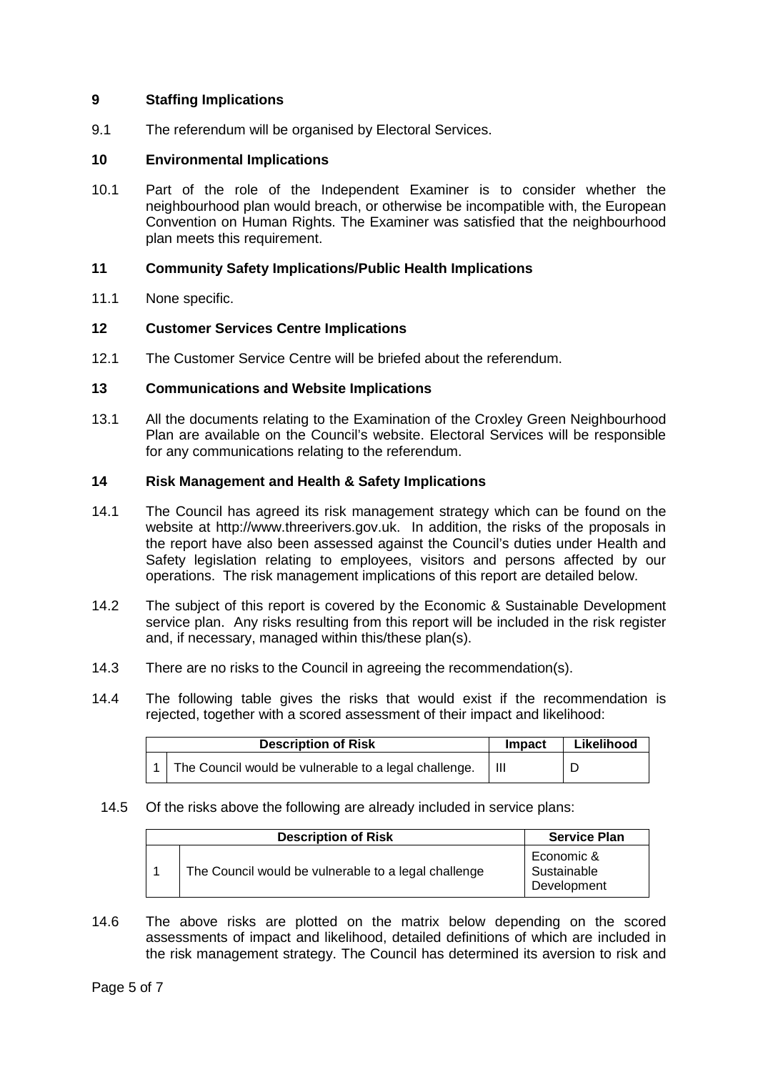## 9 Staffing Implications

9.1 The referendum will be organised by Electoral Services.

## 10 Environmental Implications

10.1 Part of the role of the Independent Examiner is to consider whether the neighbourhood plan would breach, or otherwise be incompatible with, the European Convention on Human Rights. The Examiner was satisfied that the neighbourhood plan meets this requirement.

## 11 Community Safety Implications/Public Health Implications

11.1 None specific.

## 12 Customer Services Centre Implications

12.1 The Customer Service Centre will be briefed about the referendum.

## 13 Communications and Website Implications

13.1 All the documents relating to the Examination of the Croxley Green Neighbourhood Plan are available on the Council's website. Electoral Services will be responsible for any communications relating to the referendum.

## 14 Risk Management and Health & Safety Implications

14.1 The Council has agreed its risk management strategy which can be found on the website at http://www.threerivers.gov.uk. In addition, the risks of the proposals in the report have also been assessed against the Council's duties under Health and Safety legislation relating to employees, visitors and persons affected by our operations. The risk management implications of this report are detailed below.

14.2 The subject of this report is covered by the Economic & Sustainable Development service plan. Any risks resulting from this report will be included in the risk register and, if necessary, managed within this/these plan(s).

14.3 There are no risks to the Council in agreeing the recommendation(s).

14.4 The following table gives the risks that would exist if the recommendation is rejected, together with a scored assessment of their impact and likelihood:

| | Description of Risk | Impact | Likelihood |
|---|---|---|---|
| 1 | The Council would be vulnerable to a legal challenge. | III | D |

14.5 Of the risks above the following are already included in service plans:

| | Description of Risk | Service Plan |
|---|---|---|
| 1 | The Council would be vulnerable to a legal challenge | Economic & Sustainable Development |

14.6 The above risks are plotted on the matrix below depending on the scored assessments of impact and likelihood, detailed definitions of which are included in the risk management strategy. The Council has determined its aversion to risk and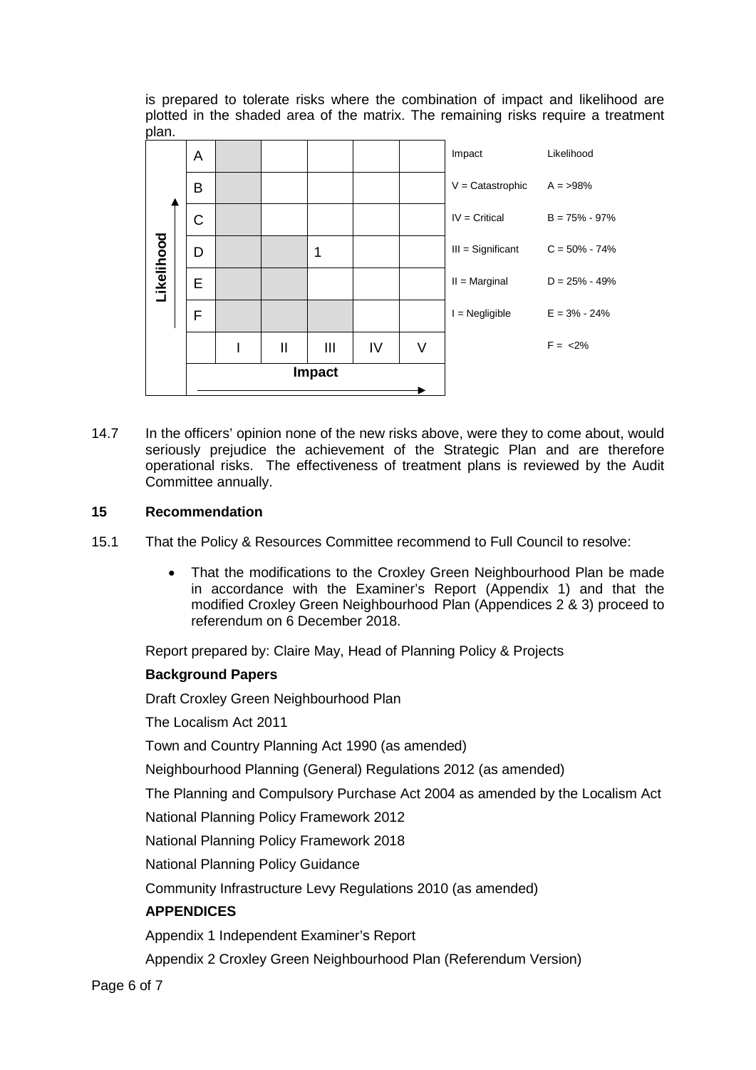is prepared to tolerate risks where the combination of impact and likelihood are plotted in the shaded area of the matrix. The remaining risks require a treatment plan.

| Likelihood | | I | II | III | IV | V |
|---|---|---|---|---|---|---|
| | A | | | | | |
| | B | | | | | |
| | C | | | | | |
| | D | | | 1 | | |
| | E | | | | | |
| | F | | | | | |
| | | **Impact** | | | | |

| Impact | Likelihood |
|---|---|
| V = Catastrophic | A = >98% |
| IV = Critical | B = 75% - 97% |
| III = Significant | C = 50% - 74% |
| II = Marginal | D = 25% - 49% |
| I = Negligible | E = 3% - 24% |
| | F = <2% |

14.7 In the officers' opinion none of the new risks above, were they to come about, would seriously prejudice the achievement of the Strategic Plan and are therefore operational risks. The effectiveness of treatment plans is reviewed by the Audit Committee annually.

## 15 Recommendation

15.1 That the Policy & Resources Committee recommend to Full Council to resolve:

- That the modifications to the Croxley Green Neighbourhood Plan be made in accordance with the Examiner's Report (Appendix 1) and that the modified Croxley Green Neighbourhood Plan (Appendices 2 & 3) proceed to referendum on 6 December 2018.

Report prepared by: Claire May, Head of Planning Policy & Projects

**Background Papers**

Draft Croxley Green Neighbourhood Plan

The Localism Act 2011

Town and Country Planning Act 1990 (as amended)

Neighbourhood Planning (General) Regulations 2012 (as amended)

The Planning and Compulsory Purchase Act 2004 as amended by the Localism Act

National Planning Policy Framework 2012

National Planning Policy Framework 2018

National Planning Policy Guidance

Community Infrastructure Levy Regulations 2010 (as amended)

**APPENDICES**

Appendix 1 Independent Examiner's Report

Appendix 2 Croxley Green Neighbourhood Plan (Referendum Version)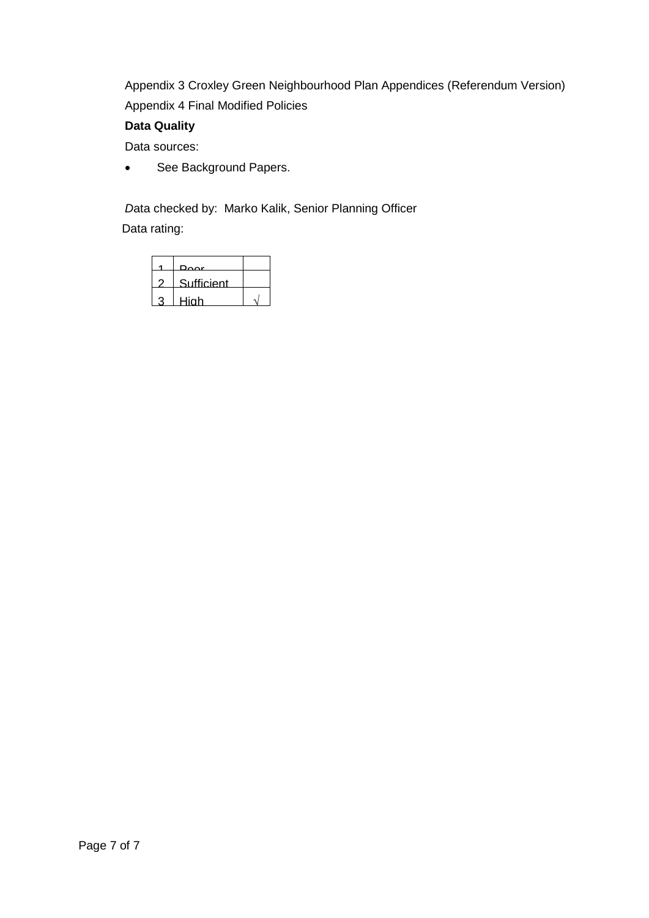Appendix 3 Croxley Green Neighbourhood Plan Appendices (Referendum Version)

Appendix 4 Final Modified Policies

**Data Quality**

Data sources:

- See Background Papers.

*D*ata checked by: Marko Kalik, Senior Planning Officer

Data rating:

| | | |
|---|---|---|
| 1 | Poor | |
| 2 | Sufficient | |
| 3 | High | √ |